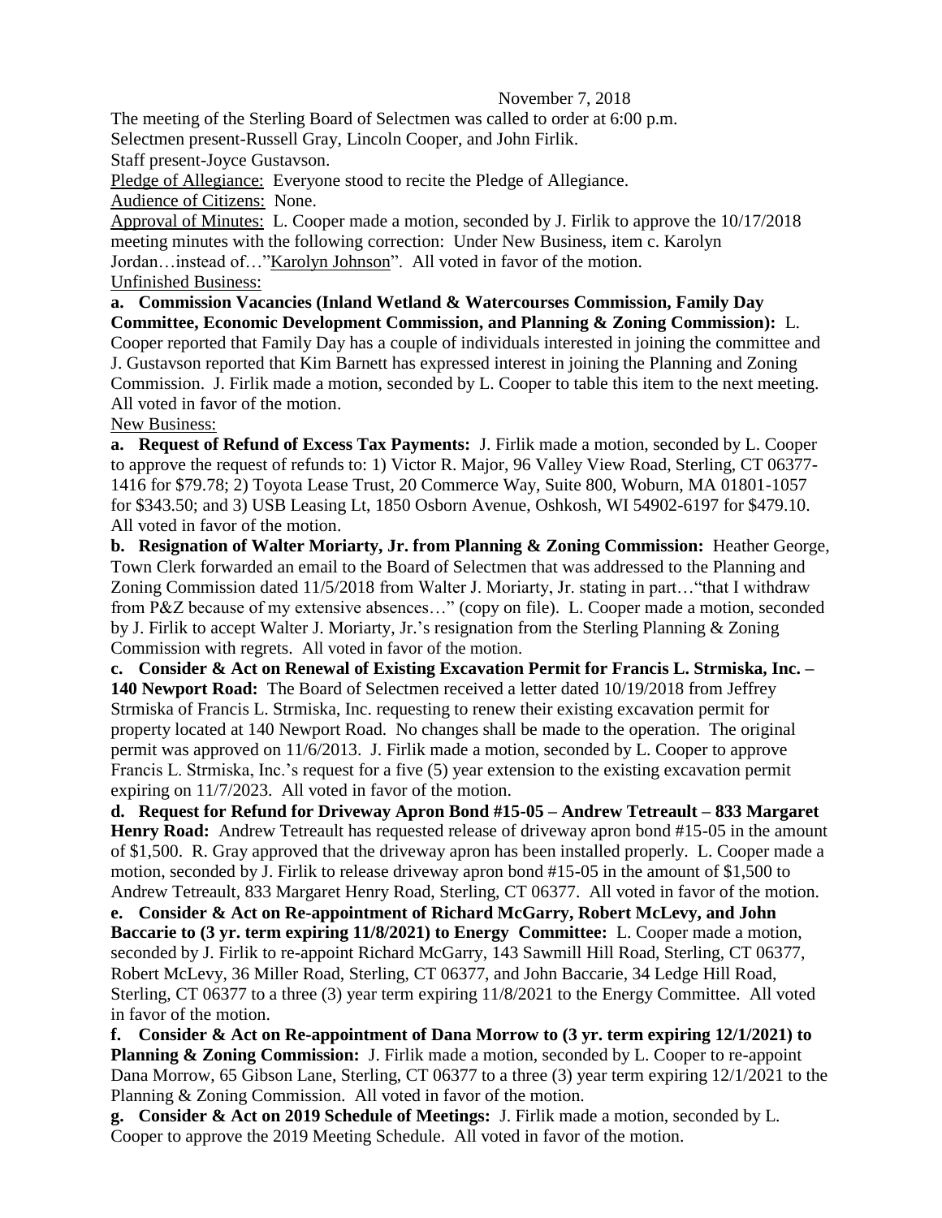November 7, 2018

The meeting of the Sterling Board of Selectmen was called to order at 6:00 p.m.

Selectmen present-Russell Gray, Lincoln Cooper, and John Firlik.

Staff present-Joyce Gustavson.

Pledge of Allegiance: Everyone stood to recite the Pledge of Allegiance.

Audience of Citizens: None.

Approval of Minutes: L. Cooper made a motion, seconded by J. Firlik to approve the 10/17/2018 meeting minutes with the following correction: Under New Business, item c. Karolyn Jordan…instead of…"Karolyn Johnson". All voted in favor of the motion.

Unfinished Business:

**a. Commission Vacancies (Inland Wetland & Watercourses Commission, Family Day Committee, Economic Development Commission, and Planning & Zoning Commission):** L. Cooper reported that Family Day has a couple of individuals interested in joining the committee and J. Gustavson reported that Kim Barnett has expressed interest in joining the Planning and Zoning Commission. J. Firlik made a motion, seconded by L. Cooper to table this item to the next meeting. All voted in favor of the motion.

New Business:

**a. Request of Refund of Excess Tax Payments:** J. Firlik made a motion, seconded by L. Cooper to approve the request of refunds to: 1) Victor R. Major, 96 Valley View Road, Sterling, CT 06377-1416 for $79.78; 2) Toyota Lease Trust, 20 Commerce Way, Suite 800, Woburn, MA 01801-1057 for $343.50; and 3) USB Leasing Lt, 1850 Osborn Avenue, Oshkosh, WI 54902-6197 for $479.10. All voted in favor of the motion.

**b. Resignation of Walter Moriarty, Jr. from Planning & Zoning Commission:** Heather George, Town Clerk forwarded an email to the Board of Selectmen that was addressed to the Planning and Zoning Commission dated 11/5/2018 from Walter J. Moriarty, Jr. stating in part…"that I withdraw from P&Z because of my extensive absences…" (copy on file). L. Cooper made a motion, seconded by J. Firlik to accept Walter J. Moriarty, Jr.'s resignation from the Sterling Planning & Zoning Commission with regrets. All voted in favor of the motion.

**c. Consider & Act on Renewal of Existing Excavation Permit for Francis L. Strmiska, Inc. – 140 Newport Road:** The Board of Selectmen received a letter dated 10/19/2018 from Jeffrey Strmiska of Francis L. Strmiska, Inc. requesting to renew their existing excavation permit for property located at 140 Newport Road. No changes shall be made to the operation. The original permit was approved on 11/6/2013. J. Firlik made a motion, seconded by L. Cooper to approve Francis L. Strmiska, Inc.'s request for a five (5) year extension to the existing excavation permit expiring on 11/7/2023. All voted in favor of the motion.

**d. Request for Refund for Driveway Apron Bond #15-05 – Andrew Tetreault – 833 Margaret Henry Road:** Andrew Tetreault has requested release of driveway apron bond #15-05 in the amount of $1,500. R. Gray approved that the driveway apron has been installed properly. L. Cooper made a motion, seconded by J. Firlik to release driveway apron bond #15-05 in the amount of $1,500 to Andrew Tetreault, 833 Margaret Henry Road, Sterling, CT 06377. All voted in favor of the motion.

**e. Consider & Act on Re-appointment of Richard McGarry, Robert McLevy, and John Baccarie to (3 yr. term expiring 11/8/2021) to Energy Committee:** L. Cooper made a motion, seconded by J. Firlik to re-appoint Richard McGarry, 143 Sawmill Hill Road, Sterling, CT 06377, Robert McLevy, 36 Miller Road, Sterling, CT 06377, and John Baccarie, 34 Ledge Hill Road, Sterling, CT 06377 to a three (3) year term expiring 11/8/2021 to the Energy Committee. All voted in favor of the motion.

**f. Consider & Act on Re-appointment of Dana Morrow to (3 yr. term expiring 12/1/2021) to Planning & Zoning Commission:** J. Firlik made a motion, seconded by L. Cooper to re-appoint Dana Morrow, 65 Gibson Lane, Sterling, CT 06377 to a three (3) year term expiring 12/1/2021 to the Planning & Zoning Commission. All voted in favor of the motion.

**g. Consider & Act on 2019 Schedule of Meetings:** J. Firlik made a motion, seconded by L. Cooper to approve the 2019 Meeting Schedule. All voted in favor of the motion.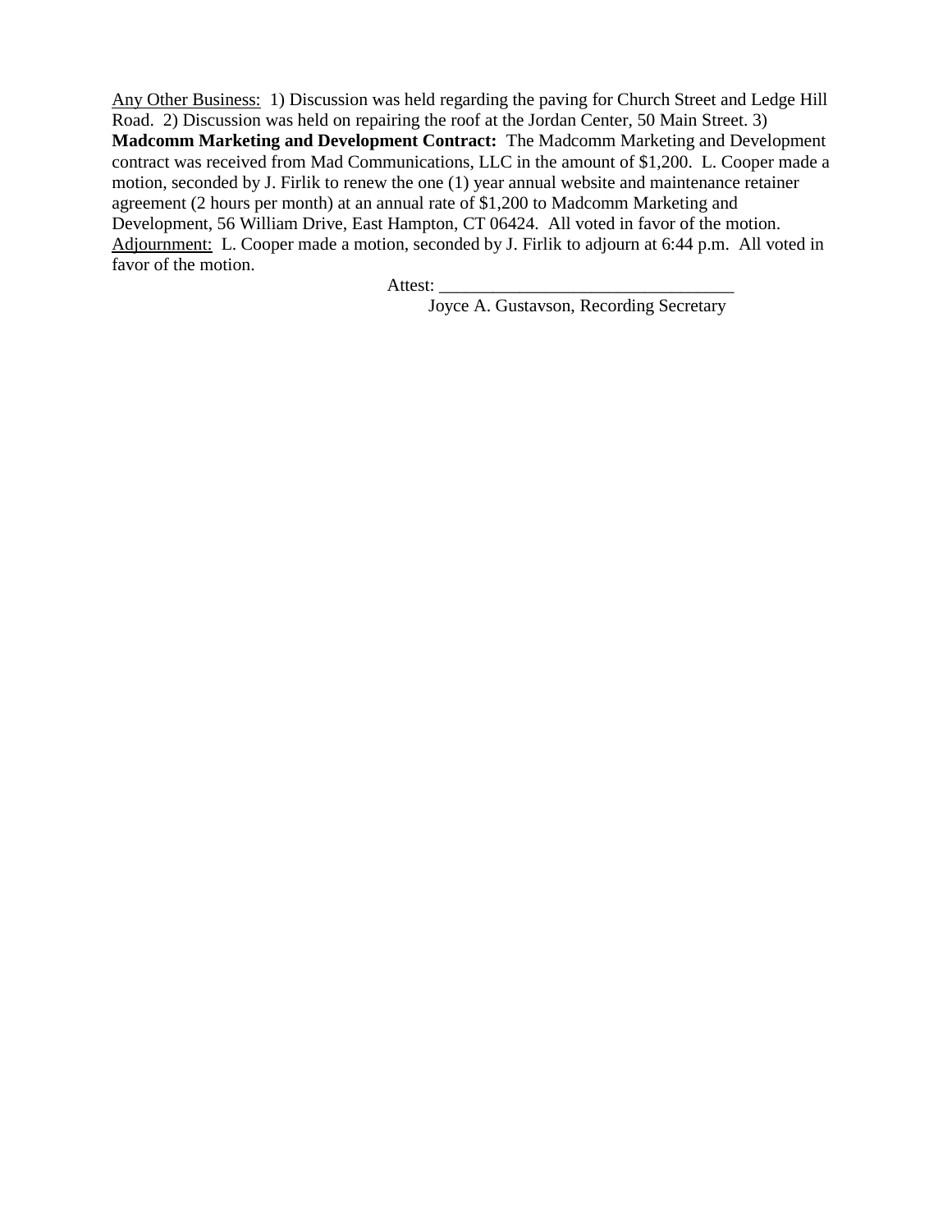<u>Any Other Business:</u> 1) Discussion was held regarding the paving for Church Street and Ledge Hill Road. 2) Discussion was held on repairing the roof at the Jordan Center, 50 Main Street. 3) **Madcomm Marketing and Development Contract:** The Madcomm Marketing and Development contract was received from Mad Communications, LLC in the amount of $1,200. L. Cooper made a motion, seconded by J. Firlik to renew the one (1) year annual website and maintenance retainer agreement (2 hours per month) at an annual rate of $1,200 to Madcomm Marketing and Development, 56 William Drive, East Hampton, CT 06424. All voted in favor of the motion.
<u>Adjournment:</u> L. Cooper made a motion, seconded by J. Firlik to adjourn at 6:44 p.m. All voted in favor of the motion.

Attest: ________________________________

Joyce A. Gustavson, Recording Secretary